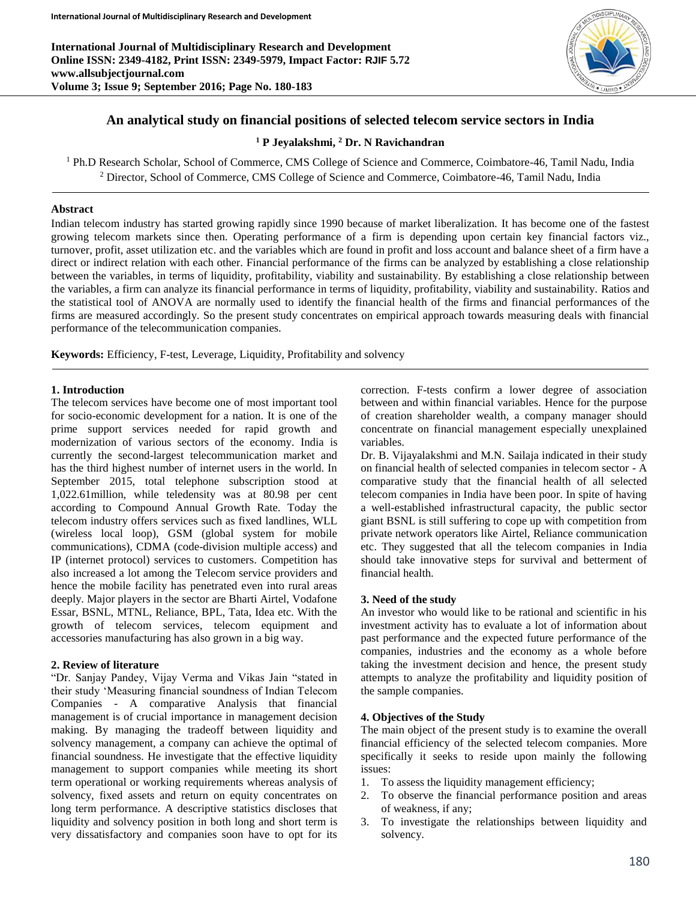# An analytical study on financial positions of selected telecom service sectors in India

**[1] P Jeyalakshmi, [2] Dr. N Ravichandran**

[1] Ph.D Research Scholar, School of Commerce, CMS College of Science and Commerce, Coimbatore-46, Tamil Nadu, India
[2] Director, School of Commerce, CMS College of Science and Commerce, Coimbatore-46, Tamil Nadu, India

## Abstract

Indian telecom industry has started growing rapidly since 1990 because of market liberalization. It has become one of the fastest growing telecom markets since then. Operating performance of a firm is depending upon certain key financial factors viz., turnover, profit, asset utilization etc. and the variables which are found in profit and loss account and balance sheet of a firm have a direct or indirect relation with each other. Financial performance of the firms can be analyzed by establishing a close relationship between the variables, in terms of liquidity, profitability, viability and sustainability. By establishing a close relationship between the variables, a firm can analyze its financial performance in terms of liquidity, profitability, viability and sustainability. Ratios and the statistical tool of ANOVA are normally used to identify the financial health of the firms and financial performances of the firms are measured accordingly. So the present study concentrates on empirical approach towards measuring deals with financial performance of the telecommunication companies.

**Keywords:** Efficiency, F-test, Leverage, Liquidity, Profitability and solvency

## 1. Introduction

The telecom services have become one of most important tool for socio-economic development for a nation. It is one of the prime support services needed for rapid growth and modernization of various sectors of the economy. India is currently the second-largest telecommunication market and has the third highest number of internet users in the world. In September 2015, total telephone subscription stood at 1,022.61million, while teledensity was at 80.98 per cent according to Compound Annual Growth Rate. Today the telecom industry offers services such as fixed landlines, WLL (wireless local loop), GSM (global system for mobile communications), CDMA (code-division multiple access) and IP (internet protocol) services to customers. Competition has also increased a lot among the Telecom service providers and hence the mobile facility has penetrated even into rural areas deeply. Major players in the sector are Bharti Airtel, Vodafone Essar, BSNL, MTNL, Reliance, BPL, Tata, Idea etc. With the growth of telecom services, telecom equipment and accessories manufacturing has also grown in a big way.

## 2. Review of literature

"Dr. Sanjay Pandey, Vijay Verma and Vikas Jain "stated in their study 'Measuring financial soundness of Indian Telecom Companies - A comparative Analysis that financial management is of crucial importance in management decision making. By managing the tradeoff between liquidity and solvency management, a company can achieve the optimal of financial soundness. He investigate that the effective liquidity management to support companies while meeting its short term operational or working requirements whereas analysis of solvency, fixed assets and return on equity concentrates on long term performance. A descriptive statistics discloses that liquidity and solvency position in both long and short term is very dissatisfactory and companies soon have to opt for its correction. F-tests confirm a lower degree of association between and within financial variables. Hence for the purpose of creation shareholder wealth, a company manager should concentrate on financial management especially unexplained variables.

Dr. B. Vijayalakshmi and M.N. Sailaja indicated in their study on financial health of selected companies in telecom sector - A comparative study that the financial health of all selected telecom companies in India have been poor. In spite of having a well-established infrastructural capacity, the public sector giant BSNL is still suffering to cope up with competition from private network operators like Airtel, Reliance communication etc. They suggested that all the telecom companies in India should take innovative steps for survival and betterment of financial health.

## 3. Need of the study

An investor who would like to be rational and scientific in his investment activity has to evaluate a lot of information about past performance and the expected future performance of the companies, industries and the economy as a whole before taking the investment decision and hence, the present study attempts to analyze the profitability and liquidity position of the sample companies.

## 4. Objectives of the Study

The main object of the present study is to examine the overall financial efficiency of the selected telecom companies. More specifically it seeks to reside upon mainly the following issues:

1. To assess the liquidity management efficiency;
2. To observe the financial performance position and areas of weakness, if any;
3. To investigate the relationships between liquidity and solvency.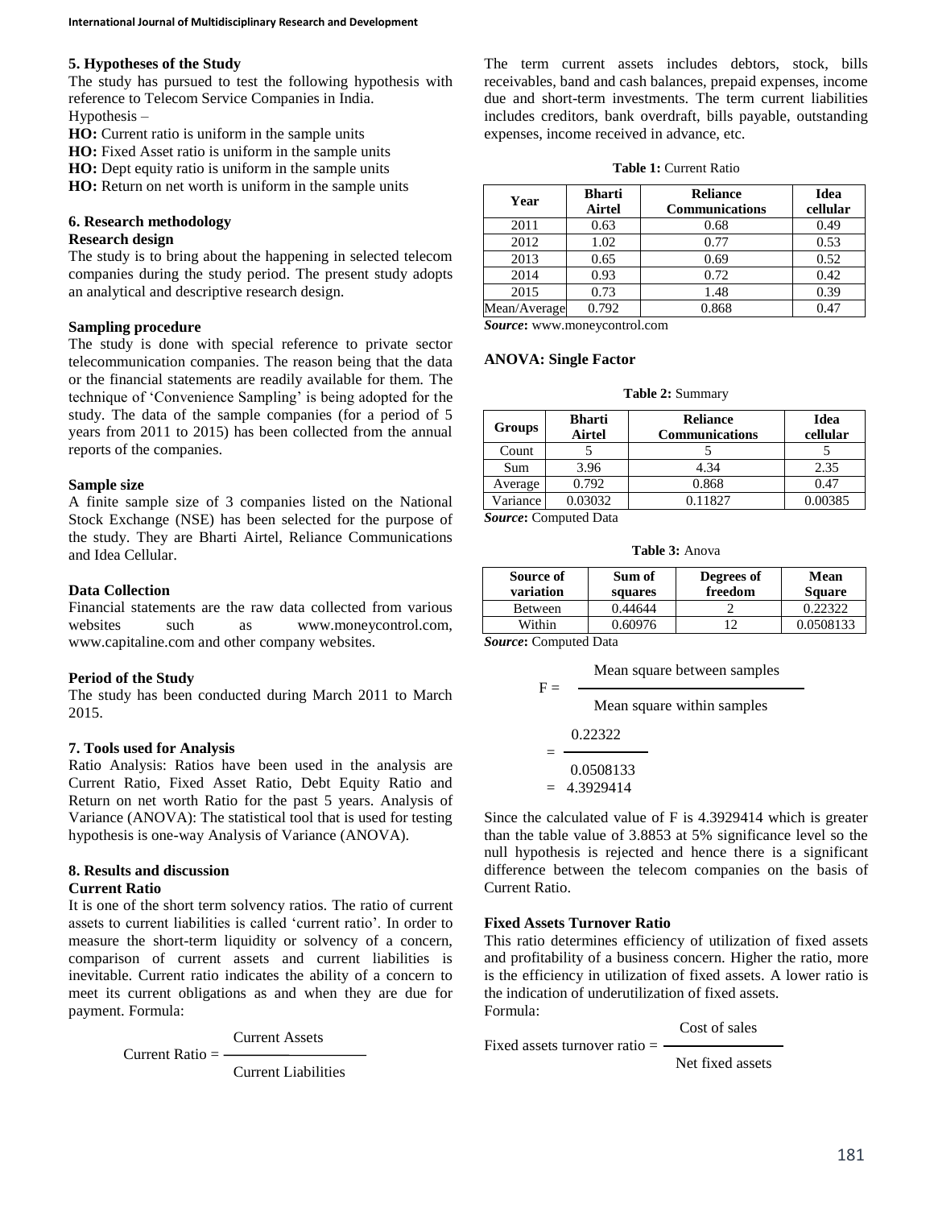## 5. Hypotheses of the Study

The study has pursued to test the following hypothesis with reference to Telecom Service Companies in India.

Hypothesis –

**HO:** Current ratio is uniform in the sample units

**HO:** Fixed Asset ratio is uniform in the sample units

**HO:** Dept equity ratio is uniform in the sample units

**HO:** Return on net worth is uniform in the sample units

## 6. Research methodology

### Research design

The study is to bring about the happening in selected telecom companies during the study period. The present study adopts an analytical and descriptive research design.

### Sampling procedure

The study is done with special reference to private sector telecommunication companies. The reason being that the data or the financial statements are readily available for them. The technique of 'Convenience Sampling' is being adopted for the study. The data of the sample companies (for a period of 5 years from 2011 to 2015) has been collected from the annual reports of the companies.

### Sample size

A finite sample size of 3 companies listed on the National Stock Exchange (NSE) has been selected for the purpose of the study. They are Bharti Airtel, Reliance Communications and Idea Cellular.

### Data Collection

Financial statements are the raw data collected from various websites such as www.moneycontrol.com, www.capitaline.com and other company websites.

### Period of the Study

The study has been conducted during March 2011 to March 2015.

## 7. Tools used for Analysis

Ratio Analysis: Ratios have been used in the analysis are Current Ratio, Fixed Asset Ratio, Debt Equity Ratio and Return on net worth Ratio for the past 5 years. Analysis of Variance (ANOVA): The statistical tool that is used for testing hypothesis is one-way Analysis of Variance (ANOVA).

## 8. Results and discussion

### Current Ratio

It is one of the short term solvency ratios. The ratio of current assets to current liabilities is called 'current ratio'. In order to measure the short-term liquidity or solvency of a concern, comparison of current assets and current liabilities is inevitable. Current ratio indicates the ability of a concern to meet its current obligations as and when they are due for payment. Formula:

$$\text{Current Ratio} = \frac{\text{Current Assets}}{\text{Current Liabilities}}$$

The term current assets includes debtors, stock, bills receivables, band and cash balances, prepaid expenses, income due and short-term investments. The term current liabilities includes creditors, bank overdraft, bills payable, outstanding expenses, income received in advance, etc.

**Table 1:** Current Ratio

| Year | Bharti Airtel | Reliance Communications | Idea cellular |
|---|---|---|---|
| 2011 | 0.63 | 0.68 | 0.49 |
| 2012 | 1.02 | 0.77 | 0.53 |
| 2013 | 0.65 | 0.69 | 0.52 |
| 2014 | 0.93 | 0.72 | 0.42 |
| 2015 | 0.73 | 1.48 | 0.39 |
| Mean/Average | 0.792 | 0.868 | 0.47 |

***Source*:** www.moneycontrol.com

### ANOVA: Single Factor

**Table 2:** Summary

| Groups | Bharti Airtel | Reliance Communications | Idea cellular |
|---|---|---|---|
| Count | 5 | 5 | 5 |
| Sum | 3.96 | 4.34 | 2.35 |
| Average | 0.792 | 0.868 | 0.47 |
| Variance | 0.03032 | 0.11827 | 0.00385 |

***Source*:** Computed Data

**Table 3:** Anova

| Source of variation | Sum of squares | Degrees of freedom | Mean Square |
|---|---|---|---|
| Between | 0.44644 | 2 | 0.22322 |
| Within | 0.60976 | 12 | 0.0508133 |

***Source*:** Computed Data

$$F = \frac{\text{Mean square between samples}}{\text{Mean square within samples}}$$

$$= \frac{0.22322}{0.0508133}$$

$$= 4.3929414$$

Since the calculated value of F is 4.3929414 which is greater than the table value of 3.8853 at 5% significance level so the null hypothesis is rejected and hence there is a significant difference between the telecom companies on the basis of Current Ratio.

### Fixed Assets Turnover Ratio

This ratio determines efficiency of utilization of fixed assets and profitability of a business concern. Higher the ratio, more is the efficiency in utilization of fixed assets. A lower ratio is the indication of underutilization of fixed assets.

Formula:

$$\text{Fixed assets turnover ratio} = \frac{\text{Cost of sales}}{\text{Net fixed assets}}$$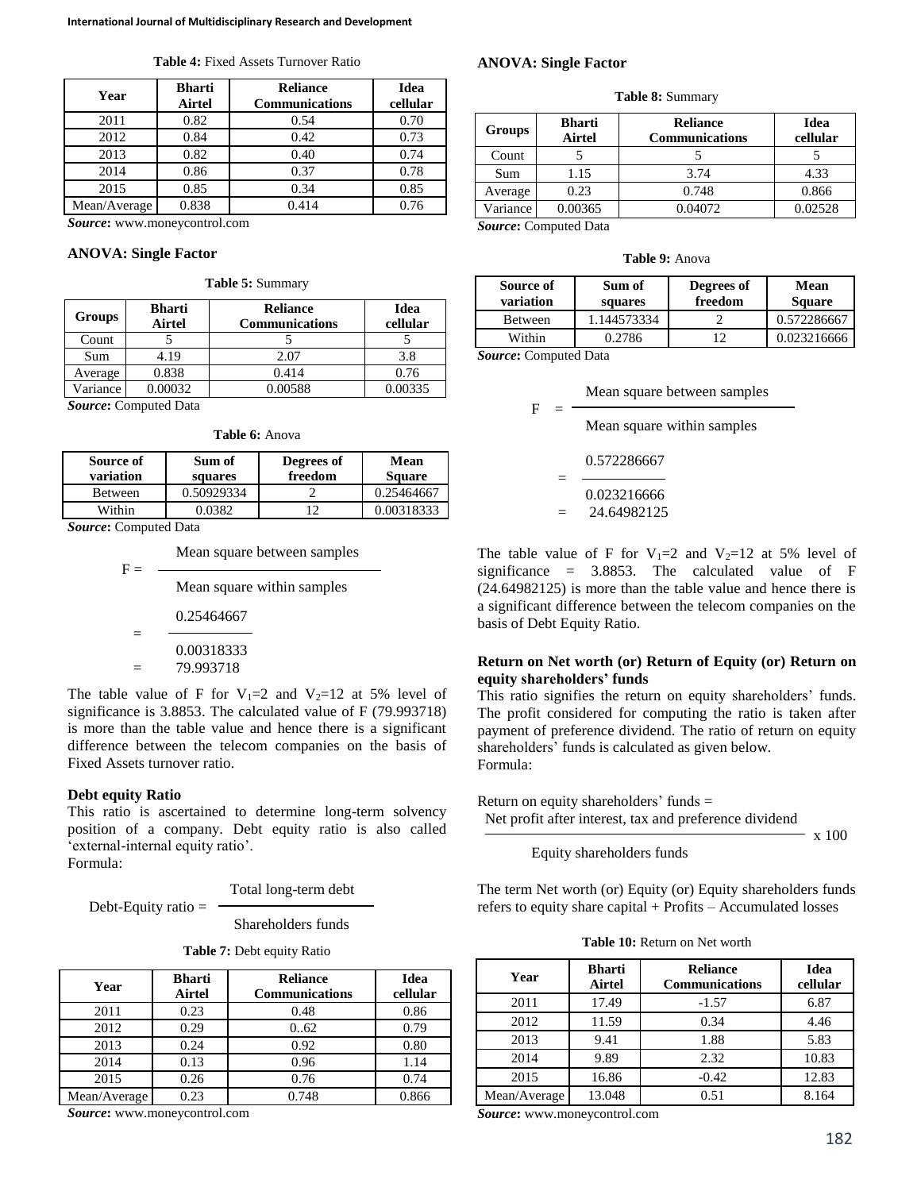**Table 4:** Fixed Assets Turnover Ratio

| Year | Bharti Airtel | Reliance Communications | Idea cellular |
|---|---|---|---|
| 2011 | 0.82 | 0.54 | 0.70 |
| 2012 | 0.84 | 0.42 | 0.73 |
| 2013 | 0.82 | 0.40 | 0.74 |
| 2014 | 0.86 | 0.37 | 0.78 |
| 2015 | 0.85 | 0.34 | 0.85 |
| Mean/Average | 0.838 | 0.414 | 0.76 |

***Source*:** www.moneycontrol.com

**ANOVA: Single Factor**

**Table 5:** Summary

| Groups | Bharti Airtel | Reliance Communications | Idea cellular |
|---|---|---|---|
| Count | 5 | 5 | 5 |
| Sum | 4.19 | 2.07 | 3.8 |
| Average | 0.838 | 0.414 | 0.76 |
| Variance | 0.00032 | 0.00588 | 0.00335 |

***Source*:** Computed Data

**Table 6:** Anova

| Source of variation | Sum of squares | Degrees of freedom | Mean Square |
|---|---|---|---|
| Between | 0.50929334 | 2 | 0.25464667 |
| Within | 0.0382 | 12 | 0.00318333 |

***Source*:** Computed Data

$$F = \frac{\text{Mean square between samples}}{\text{Mean square within samples}}$$

$$= \frac{0.25464667}{0.00318333}$$

$$= 79.993718$$

The table value of F for $V_1$=2 and $V_2$=12 at 5% level of significance is 3.8853. The calculated value of F (79.993718) is more than the table value and hence there is a significant difference between the telecom companies on the basis of Fixed Assets turnover ratio.

**Debt equity Ratio**

This ratio is ascertained to determine long-term solvency position of a company. Debt equity ratio is also called 'external-internal equity ratio'.
Formula:

$$\text{Debt-Equity ratio} = \frac{\text{Total long-term debt}}{\text{Shareholders funds}}$$

**Table 7:** Debt equity Ratio

| Year | Bharti Airtel | Reliance Communications | Idea cellular |
|---|---|---|---|
| 2011 | 0.23 | 0.48 | 0.86 |
| 2012 | 0.29 | 0..62 | 0.79 |
| 2013 | 0.24 | 0.92 | 0.80 |
| 2014 | 0.13 | 0.96 | 1.14 |
| 2015 | 0.26 | 0.76 | 0.74 |
| Mean/Average | 0.23 | 0.748 | 0.866 |

***Source*:** www.moneycontrol.com

**ANOVA: Single Factor**

**Table 8:** Summary

| Groups | Bharti Airtel | Reliance Communications | Idea cellular |
|---|---|---|---|
| Count | 5 | 5 | 5 |
| Sum | 1.15 | 3.74 | 4.33 |
| Average | 0.23 | 0.748 | 0.866 |
| Variance | 0.00365 | 0.04072 | 0.02528 |

***Source*:** Computed Data

**Table 9:** Anova

| Source of variation | Sum of squares | Degrees of freedom | Mean Square |
|---|---|---|---|
| Between | 1.144573334 | 2 | 0.572286667 |
| Within | 0.2786 | 12 | 0.023216666 |

***Source*:** Computed Data

$$F = \frac{\text{Mean square between samples}}{\text{Mean square within samples}}$$

$$= \frac{0.572286667}{0.023216666}$$

$$= 24.64982125$$

The table value of F for $V_1$=2 and $V_2$=12 at 5% level of significance = 3.8853. The calculated value of F (24.64982125) is more than the table value and hence there is a significant difference between the telecom companies on the basis of Debt Equity Ratio.

**Return on Net worth (or) Return of Equity (or) Return on equity shareholders' funds**

This ratio signifies the return on equity shareholders' funds. The profit considered for computing the ratio is taken after payment of preference dividend. The ratio of return on equity shareholders' funds is calculated as given below.
Formula:

$$\text{Return on equity shareholders' funds} = \frac{\text{Net profit after interest, tax and preference dividend}}{\text{Equity shareholders funds}} \times 100$$

The term Net worth (or) Equity (or) Equity shareholders funds refers to equity share capital + Profits – Accumulated losses

**Table 10:** Return on Net worth

| Year | Bharti Airtel | Reliance Communications | Idea cellular |
|---|---|---|---|
| 2011 | 17.49 | -1.57 | 6.87 |
| 2012 | 11.59 | 0.34 | 4.46 |
| 2013 | 9.41 | 1.88 | 5.83 |
| 2014 | 9.89 | 2.32 | 10.83 |
| 2015 | 16.86 | -0.42 | 12.83 |
| Mean/Average | 13.048 | 0.51 | 8.164 |

***Source*:** www.moneycontrol.com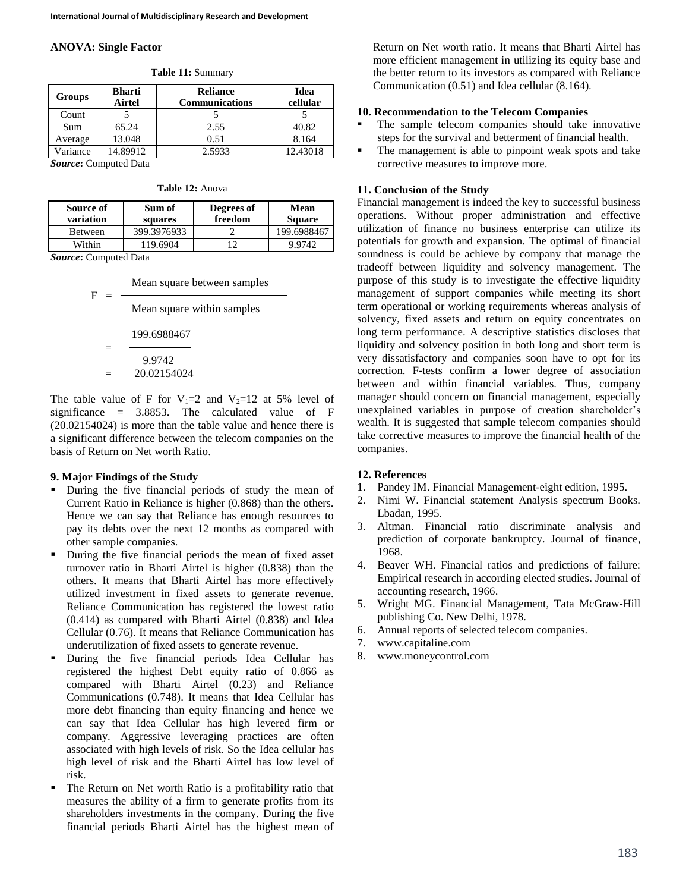### ANOVA: Single Factor

**Table 11:** Summary

| Groups | Bharti Airtel | Reliance Communications | Idea cellular |
|---|---|---|---|
| Count | 5 | 5 | 5 |
| Sum | 65.24 | 2.55 | 40.82 |
| Average | 13.048 | 0.51 | 8.164 |
| Variance | 14.89912 | 2.5933 | 12.43018 |

***Source*:** Computed Data

**Table 12:** Anova

| Source of variation | Sum of squares | Degrees of freedom | Mean Square |
|---|---|---|---|
| Between | 399.3976933 | 2 | 199.6988467 |
| Within | 119.6904 | 12 | 9.9742 |

***Source*:** Computed Data

$$F = \frac{\text{Mean square between samples}}{\text{Mean square within samples}}$$

$$= \frac{199.6988467}{9.9742}$$

$$= 20.02154024$$

The table value of F for $V_1$=2 and $V_2$=12 at 5% level of significance = 3.8853. The calculated value of F (20.02154024) is more than the table value and hence there is a significant difference between the telecom companies on the basis of Return on Net worth Ratio.

### 9. Major Findings of the Study

- During the five financial periods of study the mean of Current Ratio in Reliance is higher (0.868) than the others. Hence we can say that Reliance has enough resources to pay its debts over the next 12 months as compared with other sample companies.
- During the five financial periods the mean of fixed asset turnover ratio in Bharti Airtel is higher (0.838) than the others. It means that Bharti Airtel has more effectively utilized investment in fixed assets to generate revenue. Reliance Communication has registered the lowest ratio (0.414) as compared with Bharti Airtel (0.838) and Idea Cellular (0.76). It means that Reliance Communication has underutilization of fixed assets to generate revenue.
- During the five financial periods Idea Cellular has registered the highest Debt equity ratio of 0.866 as compared with Bharti Airtel (0.23) and Reliance Communications (0.748). It means that Idea Cellular has more debt financing than equity financing and hence we can say that Idea Cellular has high levered firm or company. Aggressive leveraging practices are often associated with high levels of risk. So the Idea cellular has high level of risk and the Bharti Airtel has low level of risk.
- The Return on Net worth Ratio is a profitability ratio that measures the ability of a firm to generate profits from its shareholders investments in the company. During the five financial periods Bharti Airtel has the highest mean of Return on Net worth ratio. It means that Bharti Airtel has more efficient management in utilizing its equity base and the better return to its investors as compared with Reliance Communication (0.51) and Idea cellular (8.164).

### 10. Recommendation to the Telecom Companies

- The sample telecom companies should take innovative steps for the survival and betterment of financial health.
- The management is able to pinpoint weak spots and take corrective measures to improve more.

### 11. Conclusion of the Study

Financial management is indeed the key to successful business operations. Without proper administration and effective utilization of finance no business enterprise can utilize its potentials for growth and expansion. The optimal of financial soundness is could be achieve by company that manage the tradeoff between liquidity and solvency management. The purpose of this study is to investigate the effective liquidity management of support companies while meeting its short term operational or working requirements whereas analysis of solvency, fixed assets and return on equity concentrates on long term performance. A descriptive statistics discloses that liquidity and solvency position in both long and short term is very dissatisfactory and companies soon have to opt for its correction. F-tests confirm a lower degree of association between and within financial variables. Thus, company manager should concern on financial management, especially unexplained variables in purpose of creation shareholder's wealth. It is suggested that sample telecom companies should take corrective measures to improve the financial health of the companies.

### 12. References

1. Pandey IM. Financial Management-eight edition, 1995.
2. Nimi W. Financial statement Analysis spectrum Books. Lbadan, 1995.
3. Altman. Financial ratio discriminate analysis and prediction of corporate bankruptcy. Journal of finance, 1968.
4. Beaver WH. Financial ratios and predictions of failure: Empirical research in according elected studies. Journal of accounting research, 1966.
5. Wright MG. Financial Management, Tata McGraw-Hill publishing Co. New Delhi, 1978.
6. Annual reports of selected telecom companies.
7. www.capitaline.com
8. www.moneycontrol.com